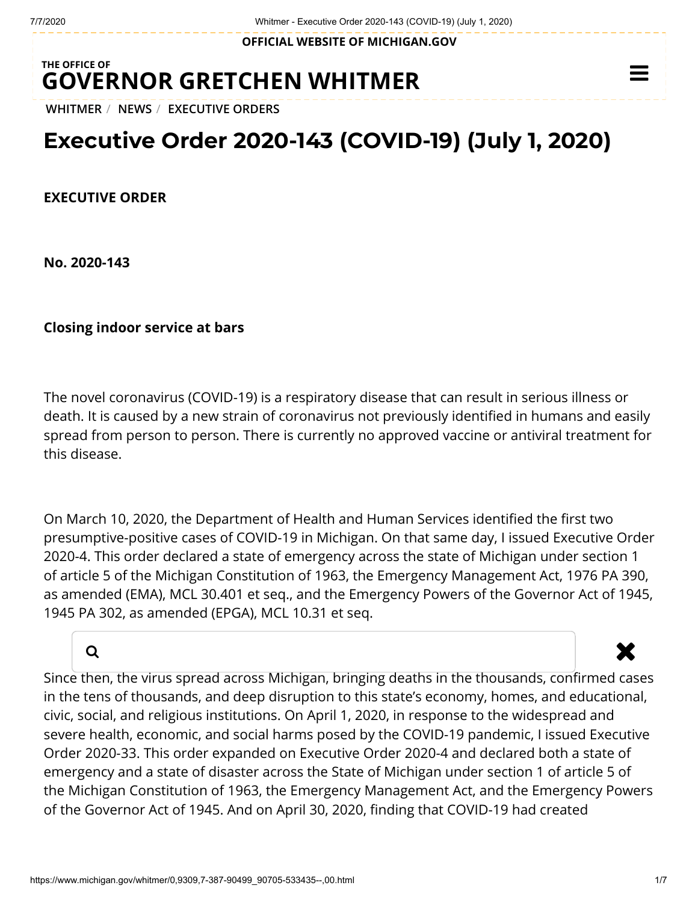# Executive Order 2020-143 (COVID-19) (July 1, 2020)

**EXECUTIVE ORDER**

**No. 2020-143**

**Closing indoor service at bars**

The novel coronavirus (COVID-19) is a respiratory disease that can result in serious illness or death. It is caused by a new strain of coronavirus not previously identified in humans and easily spread from person to person. There is currently no approved vaccine or antiviral treatment for this disease.

On March 10, 2020, the Department of Health and Human Services identified the first two presumptive-positive cases of COVID-19 in Michigan. On that same day, I issued Executive Order 2020-4. This order declared a state of emergency across the state of Michigan under section 1 of article 5 of the Michigan Constitution of 1963, the Emergency Management Act, 1976 PA 390, as amended (EMA), MCL 30.401 et seq., and the Emergency Powers of the Governor Act of 1945, 1945 PA 302, as amended (EPGA), MCL 10.31 et seq.

Since then, the virus spread across Michigan, bringing deaths in the thousands, confirmed cases in the tens of thousands, and deep disruption to this state's economy, homes, and educational, civic, social, and religious institutions. On April 1, 2020, in response to the widespread and severe health, economic, and social harms posed by the COVID-19 pandemic, I issued Executive Order 2020-33. This order expanded on Executive Order 2020-4 and declared both a state of emergency and a state of disaster across the State of Michigan under section 1 of article 5 of the Michigan Constitution of 1963, the Emergency Management Act, and the Emergency Powers of the Governor Act of 1945. And on April 30, 2020, finding that COVID-19 had created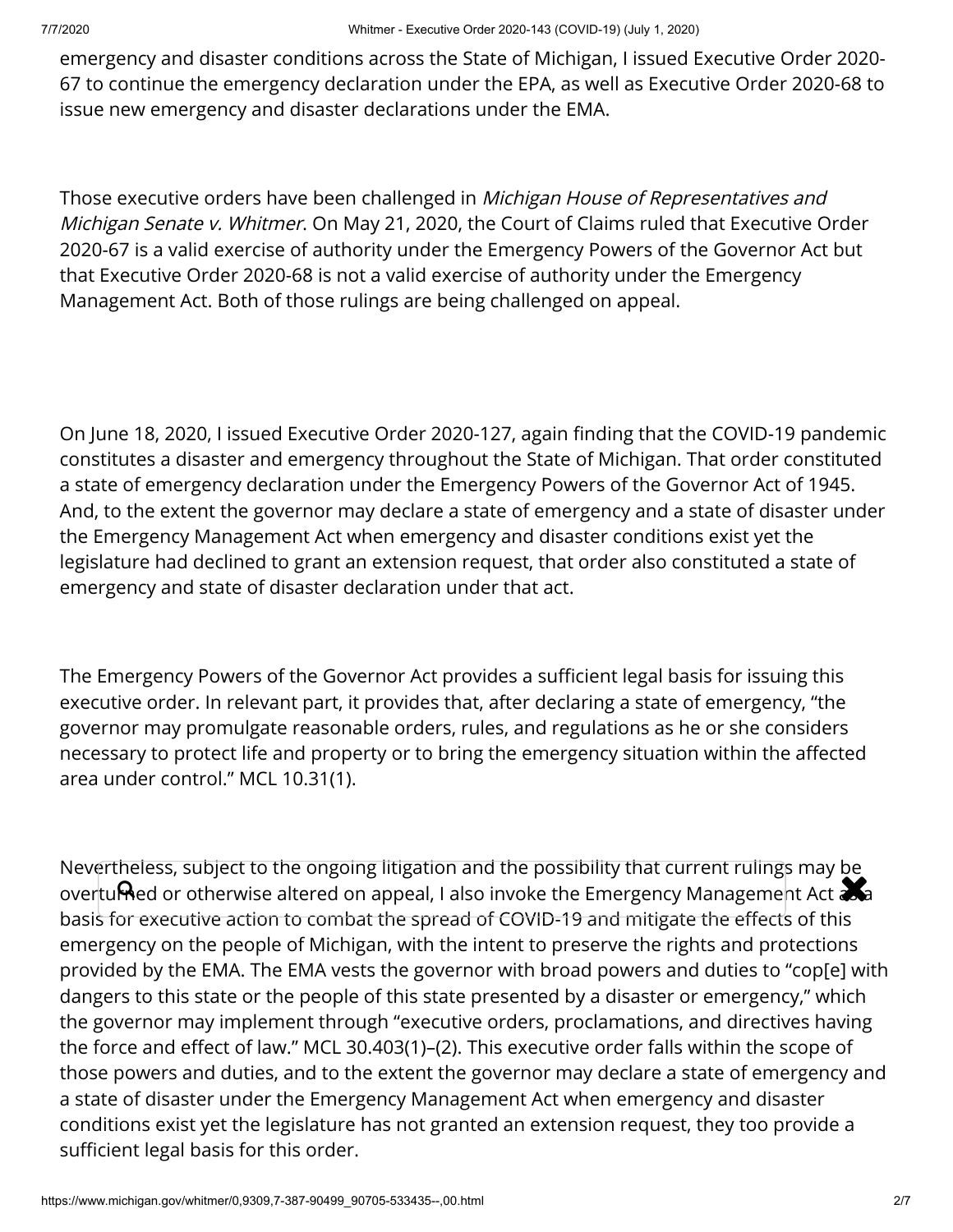emergency and disaster conditions across the State of Michigan, I issued Executive Order 2020-67 to continue the emergency declaration under the EPA, as well as Executive Order 2020-68 to issue new emergency and disaster declarations under the EMA.

Those executive orders have been challenged in *Michigan House of Representatives and Michigan Senate v. Whitmer*. On May 21, 2020, the Court of Claims ruled that Executive Order 2020-67 is a valid exercise of authority under the Emergency Powers of the Governor Act but that Executive Order 2020-68 is not a valid exercise of authority under the Emergency Management Act. Both of those rulings are being challenged on appeal.

On June 18, 2020, I issued Executive Order 2020-127, again finding that the COVID-19 pandemic constitutes a disaster and emergency throughout the State of Michigan. That order constituted a state of emergency declaration under the Emergency Powers of the Governor Act of 1945. And, to the extent the governor may declare a state of emergency and a state of disaster under the Emergency Management Act when emergency and disaster conditions exist yet the legislature had declined to grant an extension request, that order also constituted a state of emergency and state of disaster declaration under that act.

The Emergency Powers of the Governor Act provides a sufficient legal basis for issuing this executive order. In relevant part, it provides that, after declaring a state of emergency, "the governor may promulgate reasonable orders, rules, and regulations as he or she considers necessary to protect life and property or to bring the emergency situation within the affected area under control." MCL 10.31(1).

Nevertheless, subject to the ongoing litigation and the possibility that current rulings may be overturned or otherwise altered on appeal, I also invoke the Emergency Management Act as a basis for executive action to combat the spread of COVID-19 and mitigate the effects of this emergency on the people of Michigan, with the intent to preserve the rights and protections provided by the EMA. The EMA vests the governor with broad powers and duties to "cop[e] with dangers to this state or the people of this state presented by a disaster or emergency," which the governor may implement through "executive orders, proclamations, and directives having the force and effect of law." MCL 30.403(1)–(2). This executive order falls within the scope of those powers and duties, and to the extent the governor may declare a state of emergency and a state of disaster under the Emergency Management Act when emergency and disaster conditions exist yet the legislature has not granted an extension request, they too provide a sufficient legal basis for this order.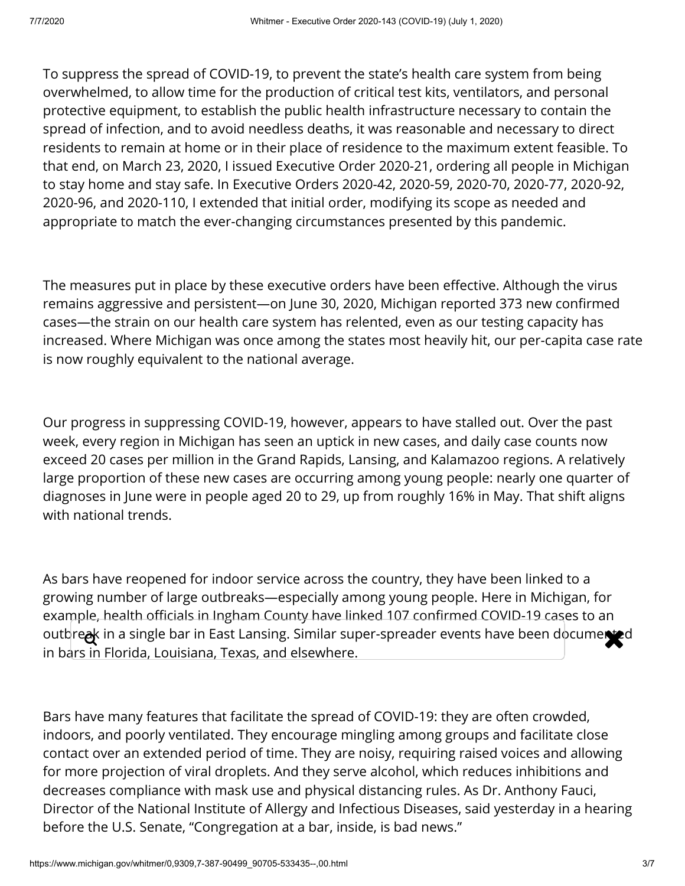To suppress the spread of COVID-19, to prevent the state's health care system from being overwhelmed, to allow time for the production of critical test kits, ventilators, and personal protective equipment, to establish the public health infrastructure necessary to contain the spread of infection, and to avoid needless deaths, it was reasonable and necessary to direct residents to remain at home or in their place of residence to the maximum extent feasible. To that end, on March 23, 2020, I issued Executive Order 2020-21, ordering all people in Michigan to stay home and stay safe. In Executive Orders 2020-42, 2020-59, 2020-70, 2020-77, 2020-92, 2020-96, and 2020-110, I extended that initial order, modifying its scope as needed and appropriate to match the ever-changing circumstances presented by this pandemic.

The measures put in place by these executive orders have been effective. Although the virus remains aggressive and persistent—on June 30, 2020, Michigan reported 373 new confirmed cases—the strain on our health care system has relented, even as our testing capacity has increased. Where Michigan was once among the states most heavily hit, our per-capita case rate is now roughly equivalent to the national average.

Our progress in suppressing COVID-19, however, appears to have stalled out. Over the past week, every region in Michigan has seen an uptick in new cases, and daily case counts now exceed 20 cases per million in the Grand Rapids, Lansing, and Kalamazoo regions. A relatively large proportion of these new cases are occurring among young people: nearly one quarter of diagnoses in June were in people aged 20 to 29, up from roughly 16% in May. That shift aligns with national trends.

As bars have reopened for indoor service across the country, they have been linked to a growing number of large outbreaks—especially among young people. Here in Michigan, for example, health officials in Ingham County have linked 107 confirmed COVID-19 cases to an outbreak in a single bar in East Lansing. Similar super-spreader events have been documented in bars in Florida, Louisiana, Texas, and elsewhere.

Bars have many features that facilitate the spread of COVID-19: they are often crowded, indoors, and poorly ventilated. They encourage mingling among groups and facilitate close contact over an extended period of time. They are noisy, requiring raised voices and allowing for more projection of viral droplets. And they serve alcohol, which reduces inhibitions and decreases compliance with mask use and physical distancing rules. As Dr. Anthony Fauci, Director of the National Institute of Allergy and Infectious Diseases, said yesterday in a hearing before the U.S. Senate, "Congregation at a bar, inside, is bad news."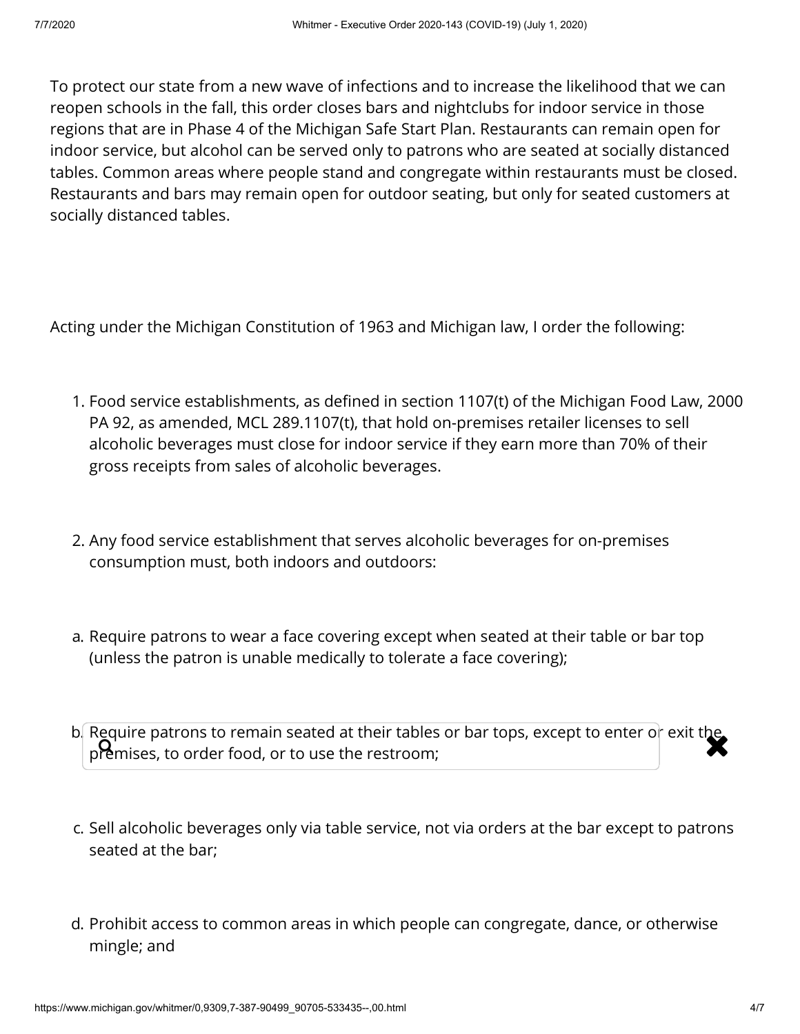To protect our state from a new wave of infections and to increase the likelihood that we can reopen schools in the fall, this order closes bars and nightclubs for indoor service in those regions that are in Phase 4 of the Michigan Safe Start Plan. Restaurants can remain open for indoor service, but alcohol can be served only to patrons who are seated at socially distanced tables. Common areas where people stand and congregate within restaurants must be closed. Restaurants and bars may remain open for outdoor seating, but only for seated customers at socially distanced tables.

Acting under the Michigan Constitution of 1963 and Michigan law, I order the following:

1. Food service establishments, as defined in section 1107(t) of the Michigan Food Law, 2000 PA 92, as amended, MCL 289.1107(t), that hold on-premises retailer licenses to sell alcoholic beverages must close for indoor service if they earn more than 70% of their gross receipts from sales of alcoholic beverages.

2. Any food service establishment that serves alcoholic beverages for on-premises consumption must, both indoors and outdoors:

a. Require patrons to wear a face covering except when seated at their table or bar top (unless the patron is unable medically to tolerate a face covering);

b. Require patrons to remain seated at their tables or bar tops, except to enter or exit the premises, to order food, or to use the restroom;

c. Sell alcoholic beverages only via table service, not via orders at the bar except to patrons seated at the bar;

d. Prohibit access to common areas in which people can congregate, dance, or otherwise mingle; and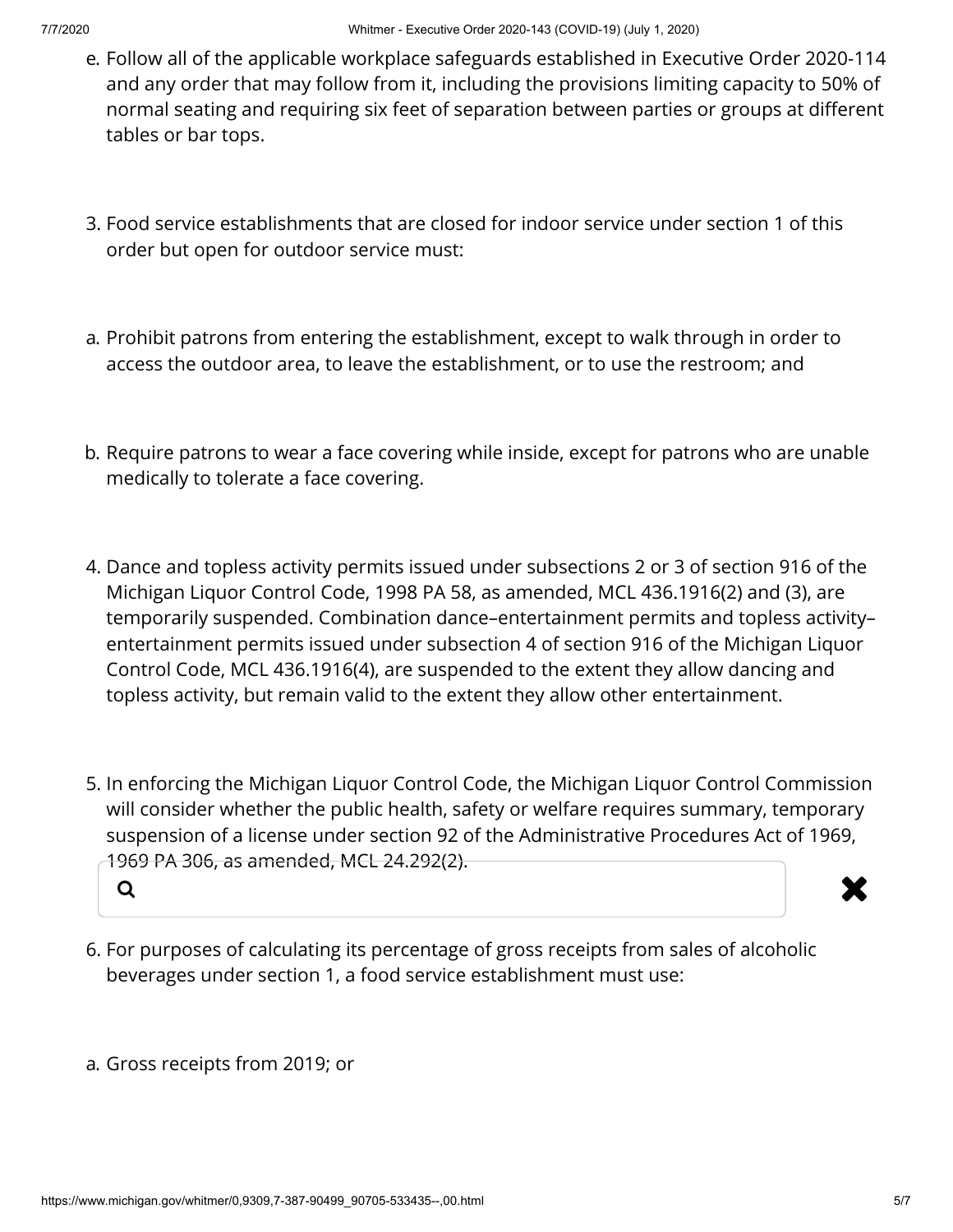e. Follow all of the applicable workplace safeguards established in Executive Order 2020-114 and any order that may follow from it, including the provisions limiting capacity to 50% of normal seating and requiring six feet of separation between parties or groups at different tables or bar tops.

3. Food service establishments that are closed for indoor service under section 1 of this order but open for outdoor service must:

a. Prohibit patrons from entering the establishment, except to walk through in order to access the outdoor area, to leave the establishment, or to use the restroom; and

b. Require patrons to wear a face covering while inside, except for patrons who are unable medically to tolerate a face covering.

4. Dance and topless activity permits issued under subsections 2 or 3 of section 916 of the Michigan Liquor Control Code, 1998 PA 58, as amended, MCL 436.1916(2) and (3), are temporarily suspended. Combination dance–entertainment permits and topless activity–entertainment permits issued under subsection 4 of section 916 of the Michigan Liquor Control Code, MCL 436.1916(4), are suspended to the extent they allow dancing and topless activity, but remain valid to the extent they allow other entertainment.

5. In enforcing the Michigan Liquor Control Code, the Michigan Liquor Control Commission will consider whether the public health, safety or welfare requires summary, temporary suspension of a license under section 92 of the Administrative Procedures Act of 1969, 1969 PA 306, as amended, MCL 24.292(2).

6. For purposes of calculating its percentage of gross receipts from sales of alcoholic beverages under section 1, a food service establishment must use:

a. Gross receipts from 2019; or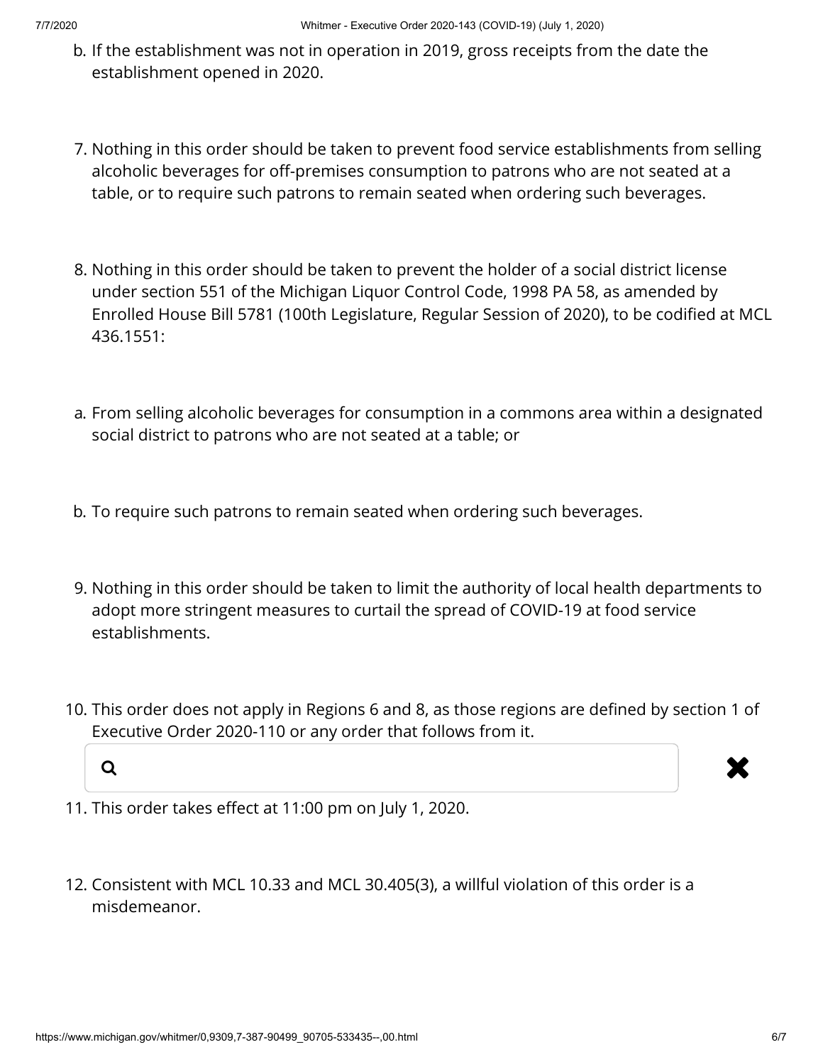b. If the establishment was not in operation in 2019, gross receipts from the date the establishment opened in 2020.

7. Nothing in this order should be taken to prevent food service establishments from selling alcoholic beverages for off-premises consumption to patrons who are not seated at a table, or to require such patrons to remain seated when ordering such beverages.

8. Nothing in this order should be taken to prevent the holder of a social district license under section 551 of the Michigan Liquor Control Code, 1998 PA 58, as amended by Enrolled House Bill 5781 (100th Legislature, Regular Session of 2020), to be codified at MCL 436.1551:

a. From selling alcoholic beverages for consumption in a commons area within a designated social district to patrons who are not seated at a table; or

b. To require such patrons to remain seated when ordering such beverages.

9. Nothing in this order should be taken to limit the authority of local health departments to adopt more stringent measures to curtail the spread of COVID-19 at food service establishments.

10. This order does not apply in Regions 6 and 8, as those regions are defined by section 1 of Executive Order 2020-110 or any order that follows from it.

11. This order takes effect at 11:00 pm on July 1, 2020.

12. Consistent with MCL 10.33 and MCL 30.405(3), a willful violation of this order is a misdemeanor.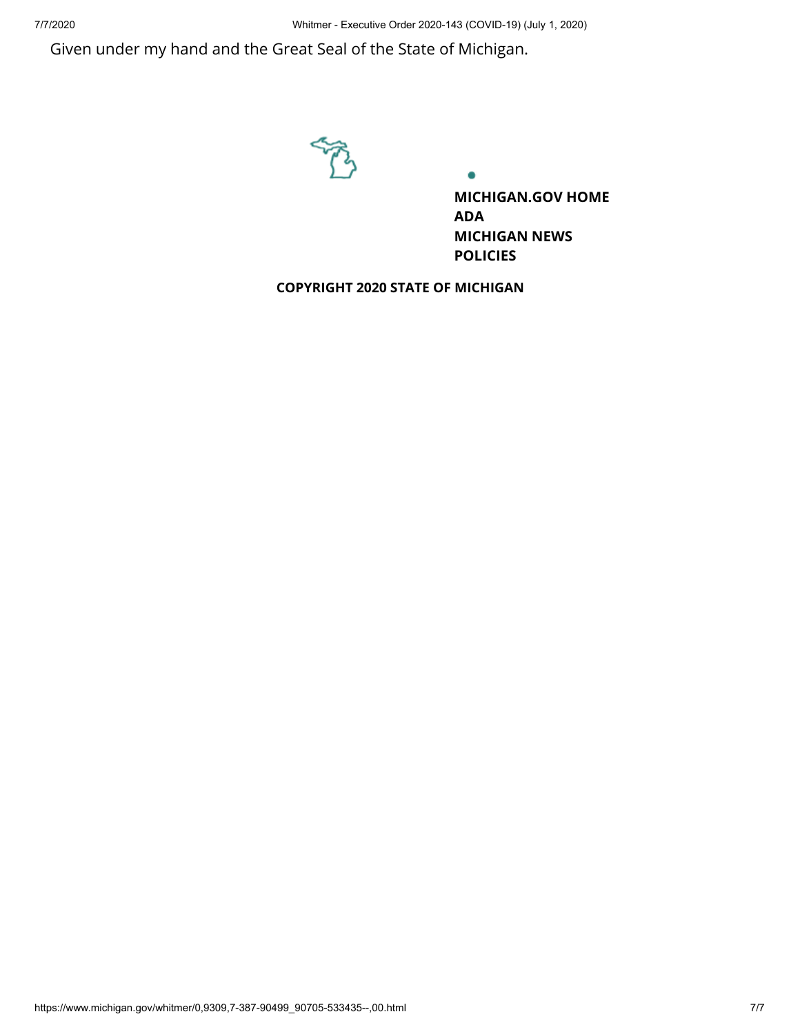Given under my hand and the Great Seal of the State of Michigan.

**MICHIGAN.GOV HOME**
**ADA**
**MICHIGAN NEWS**
**POLICIES**

**COPYRIGHT 2020 STATE OF MICHIGAN**